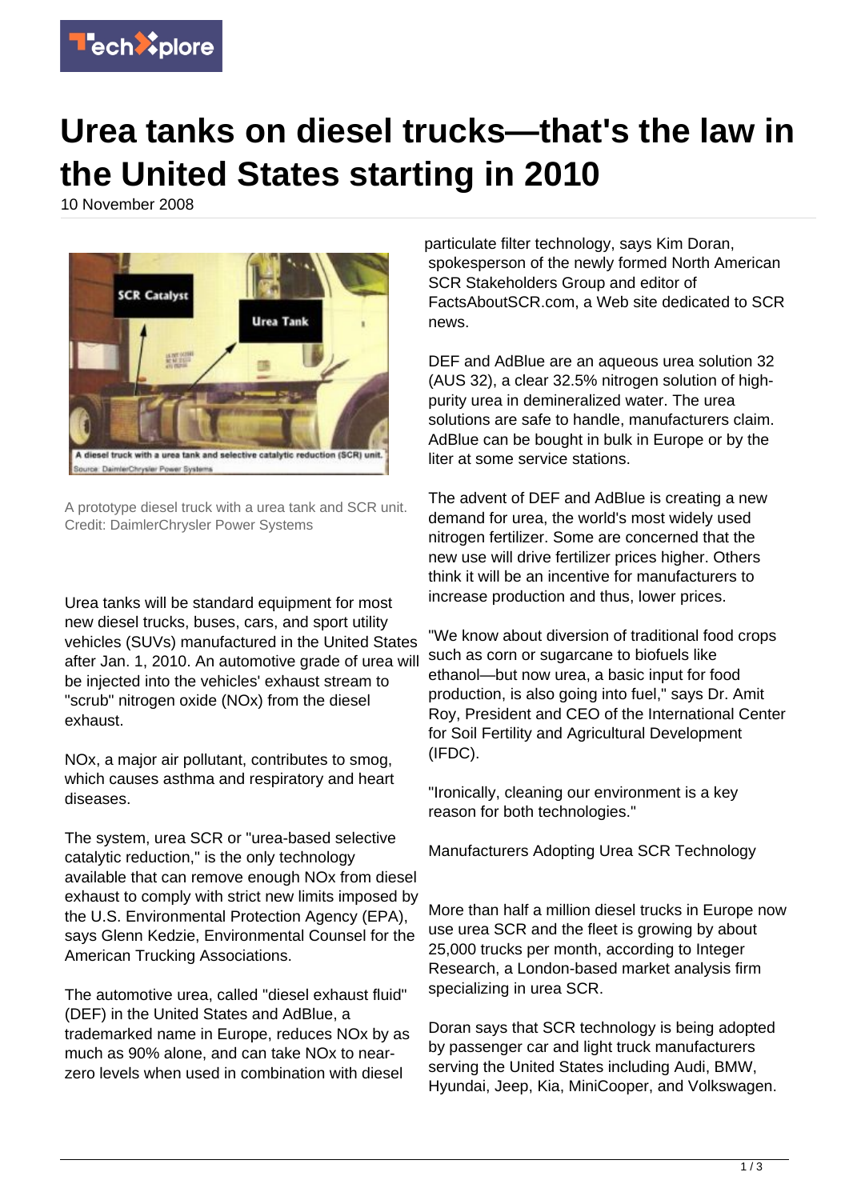# Urea tanks on diesel trucks—that's the law in the United States starting in 2010

10 November 2008

A prototype diesel truck with a urea tank and SCR unit. Credit: DaimlerChrysler Power Systems

Urea tanks will be standard equipment for most new diesel trucks, buses, cars, and sport utility vehicles (SUVs) manufactured in the United States after Jan. 1, 2010. An automotive grade of urea will be injected into the vehicles' exhaust stream to "scrub" nitrogen oxide (NOx) from the diesel exhaust.

NOx, a major air pollutant, contributes to smog, which causes asthma and respiratory and heart diseases.

The system, urea SCR or "urea-based selective catalytic reduction," is the only technology available that can remove enough NOx from diesel exhaust to comply with strict new limits imposed by the U.S. Environmental Protection Agency (EPA), says Glenn Kedzie, Environmental Counsel for the American Trucking Associations.

The automotive urea, called "diesel exhaust fluid" (DEF) in the United States and AdBlue, a trademarked name in Europe, reduces NOx by as much as 90% alone, and can take NOx to near-zero levels when used in combination with diesel particulate filter technology, says Kim Doran, spokesperson of the newly formed North American SCR Stakeholders Group and editor of FactsAboutSCR.com, a Web site dedicated to SCR news.

DEF and AdBlue are an aqueous urea solution 32 (AUS 32), a clear 32.5% nitrogen solution of high-purity urea in demineralized water. The urea solutions are safe to handle, manufacturers claim. AdBlue can be bought in bulk in Europe or by the liter at some service stations.

The advent of DEF and AdBlue is creating a new demand for urea, the world's most widely used nitrogen fertilizer. Some are concerned that the new use will drive fertilizer prices higher. Others think it will be an incentive for manufacturers to increase production and thus, lower prices.

"We know about diversion of traditional food crops such as corn or sugarcane to biofuels like ethanol—but now urea, a basic input for food production, is also going into fuel," says Dr. Amit Roy, President and CEO of the International Center for Soil Fertility and Agricultural Development (IFDC).

"Ironically, cleaning our environment is a key reason for both technologies."

## Manufacturers Adopting Urea SCR Technology

More than half a million diesel trucks in Europe now use urea SCR and the fleet is growing by about 25,000 trucks per month, according to Integer Research, a London-based market analysis firm specializing in urea SCR.

Doran says that SCR technology is being adopted by passenger car and light truck manufacturers serving the United States including Audi, BMW, Hyundai, Jeep, Kia, MiniCooper, and Volkswagen.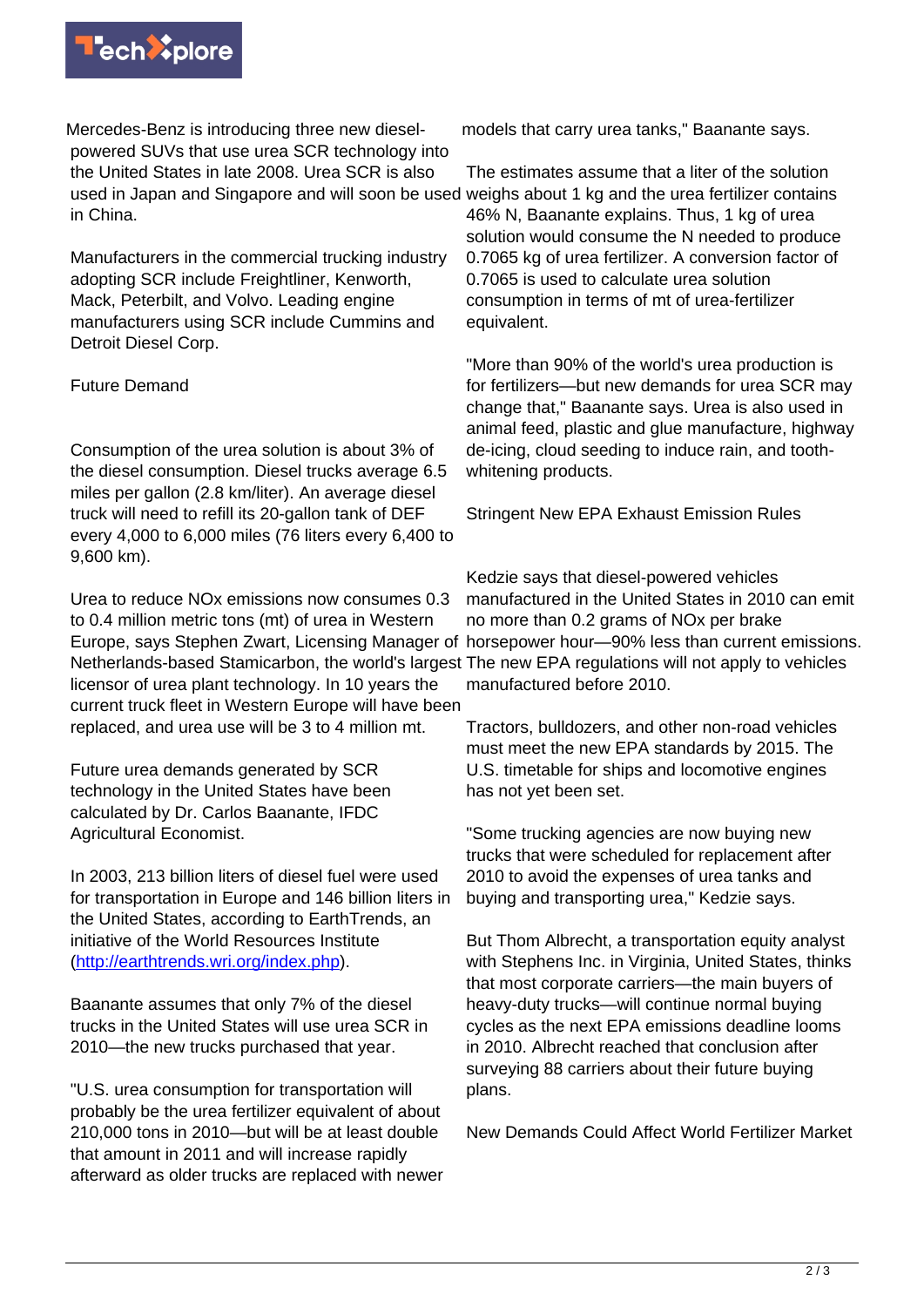Mercedes-Benz is introducing three new diesel-powered SUVs that use urea SCR technology into the United States in late 2008. Urea SCR is also used in Japan and Singapore and will soon be used in China.

Manufacturers in the commercial trucking industry adopting SCR include Freightliner, Kenworth, Mack, Peterbilt, and Volvo. Leading engine manufacturers using SCR include Cummins and Detroit Diesel Corp.

## Future Demand

Consumption of the urea solution is about 3% of the diesel consumption. Diesel trucks average 6.5 miles per gallon (2.8 km/liter). An average diesel truck will need to refill its 20-gallon tank of DEF every 4,000 to 6,000 miles (76 liters every 6,400 to 9,600 km).

Urea to reduce NOx emissions now consumes 0.3 to 0.4 million metric tons (mt) of urea in Western Europe, says Stephen Zwart, Licensing Manager of Netherlands-based Stamicarbon, the world's largest licensor of urea plant technology. In 10 years the current truck fleet in Western Europe will have been replaced, and urea use will be 3 to 4 million mt.

Future urea demands generated by SCR technology in the United States have been calculated by Dr. Carlos Baanante, IFDC Agricultural Economist.

In 2003, 213 billion liters of diesel fuel were used for transportation in Europe and 146 billion liters in the United States, according to EarthTrends, an initiative of the World Resources Institute (http://earthtrends.wri.org/index.php).

Baanante assumes that only 7% of the diesel trucks in the United States will use urea SCR in 2010—the new trucks purchased that year.

"U.S. urea consumption for transportation will probably be the urea fertilizer equivalent of about 210,000 tons in 2010—but will be at least double that amount in 2011 and will increase rapidly afterward as older trucks are replaced with newer models that carry urea tanks," Baanante says.

The estimates assume that a liter of the solution weighs about 1 kg and the urea fertilizer contains 46% N, Baanante explains. Thus, 1 kg of urea solution would consume the N needed to produce 0.7065 kg of urea fertilizer. A conversion factor of 0.7065 is used to calculate urea solution consumption in terms of mt of urea-fertilizer equivalent.

"More than 90% of the world's urea production is for fertilizers—but new demands for urea SCR may change that," Baanante says. Urea is also used in animal feed, plastic and glue manufacture, highway de-icing, cloud seeding to induce rain, and tooth-whitening products.

## Stringent New EPA Exhaust Emission Rules

Kedzie says that diesel-powered vehicles manufactured in the United States in 2010 can emit no more than 0.2 grams of NOx per brake horsepower hour—90% less than current emissions. The new EPA regulations will not apply to vehicles manufactured before 2010.

Tractors, bulldozers, and other non-road vehicles must meet the new EPA standards by 2015. The U.S. timetable for ships and locomotive engines has not yet been set.

"Some trucking agencies are now buying new trucks that were scheduled for replacement after 2010 to avoid the expenses of urea tanks and buying and transporting urea," Kedzie says.

But Thom Albrecht, a transportation equity analyst with Stephens Inc. in Virginia, United States, thinks that most corporate carriers—the main buyers of heavy-duty trucks—will continue normal buying cycles as the next EPA emissions deadline looms in 2010. Albrecht reached that conclusion after surveying 88 carriers about their future buying plans.

## New Demands Could Affect World Fertilizer Market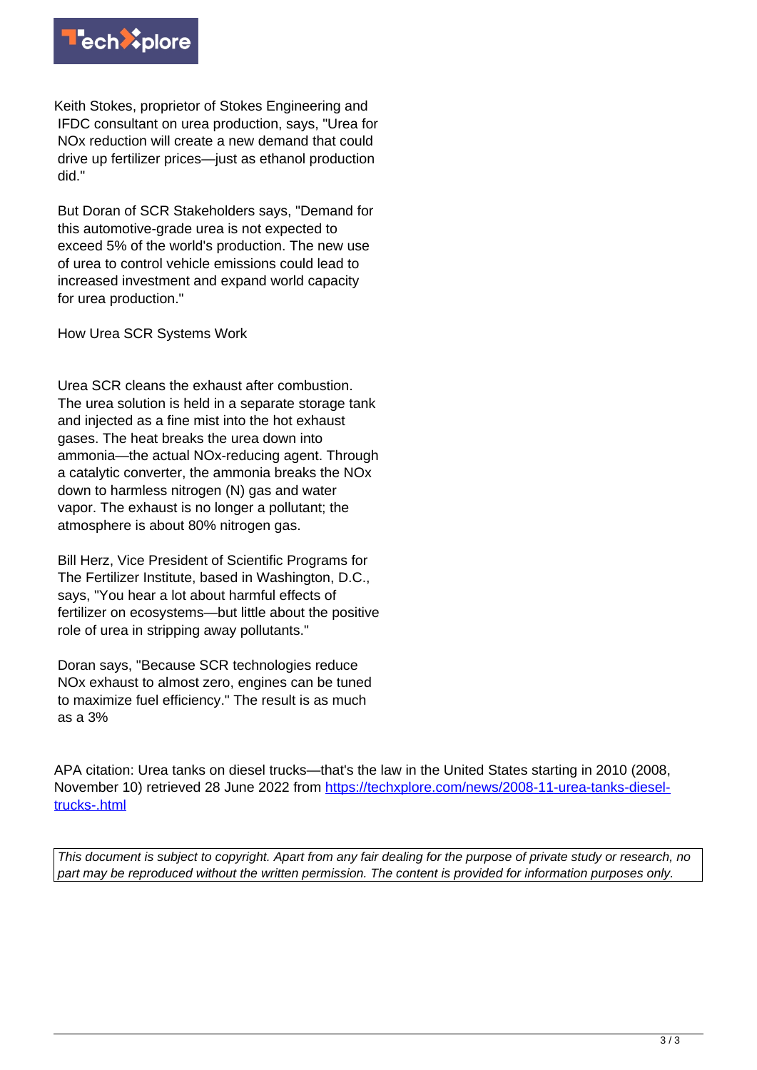Keith Stokes, proprietor of Stokes Engineering and IFDC consultant on urea production, says, "Urea for NOx reduction will create a new demand that could drive up fertilizer prices—just as ethanol production did."

But Doran of SCR Stakeholders says, "Demand for this automotive-grade urea is not expected to exceed 5% of the world's production. The new use of urea to control vehicle emissions could lead to increased investment and expand world capacity for urea production."

How Urea SCR Systems Work

Urea SCR cleans the exhaust after combustion. The urea solution is held in a separate storage tank and injected as a fine mist into the hot exhaust gases. The heat breaks the urea down into ammonia—the actual NOx-reducing agent. Through a catalytic converter, the ammonia breaks the NOx down to harmless nitrogen (N) gas and water vapor. The exhaust is no longer a pollutant; the atmosphere is about 80% nitrogen gas.

Bill Herz, Vice President of Scientific Programs for The Fertilizer Institute, based in Washington, D.C., says, "You hear a lot about harmful effects of fertilizer on ecosystems—but little about the positive role of urea in stripping away pollutants."

Doran says, "Because SCR technologies reduce NOx exhaust to almost zero, engines can be tuned to maximize fuel efficiency." The result is as much as a 3%

APA citation: Urea tanks on diesel trucks—that's the law in the United States starting in 2010 (2008, November 10) retrieved 28 June 2022 from https://techxplore.com/news/2008-11-urea-tanks-diesel-trucks-.html

*This document is subject to copyright. Apart from any fair dealing for the purpose of private study or research, no part may be reproduced without the written permission. The content is provided for information purposes only.*